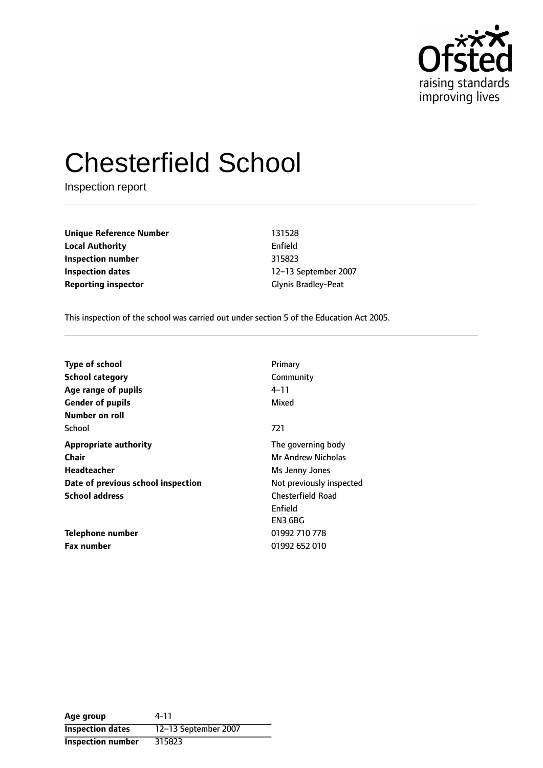# Chesterfield School

Inspection report

| | |
|---|---|
| **Unique Reference Number** | 131528 |
| **Local Authority** | Enfield |
| **Inspection number** | 315823 |
| **Inspection dates** | 12–13 September 2007 |
| **Reporting inspector** | Glynis Bradley-Peat |

This inspection of the school was carried out under section 5 of the Education Act 2005.

| | |
|---|---|
| **Type of school** | Primary |
| **School category** | Community |
| **Age range of pupils** | 4–11 |
| **Gender of pupils** | Mixed |
| **Number on roll** | |
| School | 721 |
| **Appropriate authority** | The governing body |
| **Chair** | Mr Andrew Nicholas |
| **Headteacher** | Ms Jenny Jones |
| **Date of previous school inspection** | Not previously inspected |
| **School address** | Chesterfield Road<br>Enfield<br>EN3 6BG |
| **Telephone number** | 01992 710 778 |
| **Fax number** | 01992 652 010 |

| | |
|---|---|
| **Age group** | 4-11 |
| **Inspection dates** | 12–13 September 2007 |
| **Inspection number** | 315823 |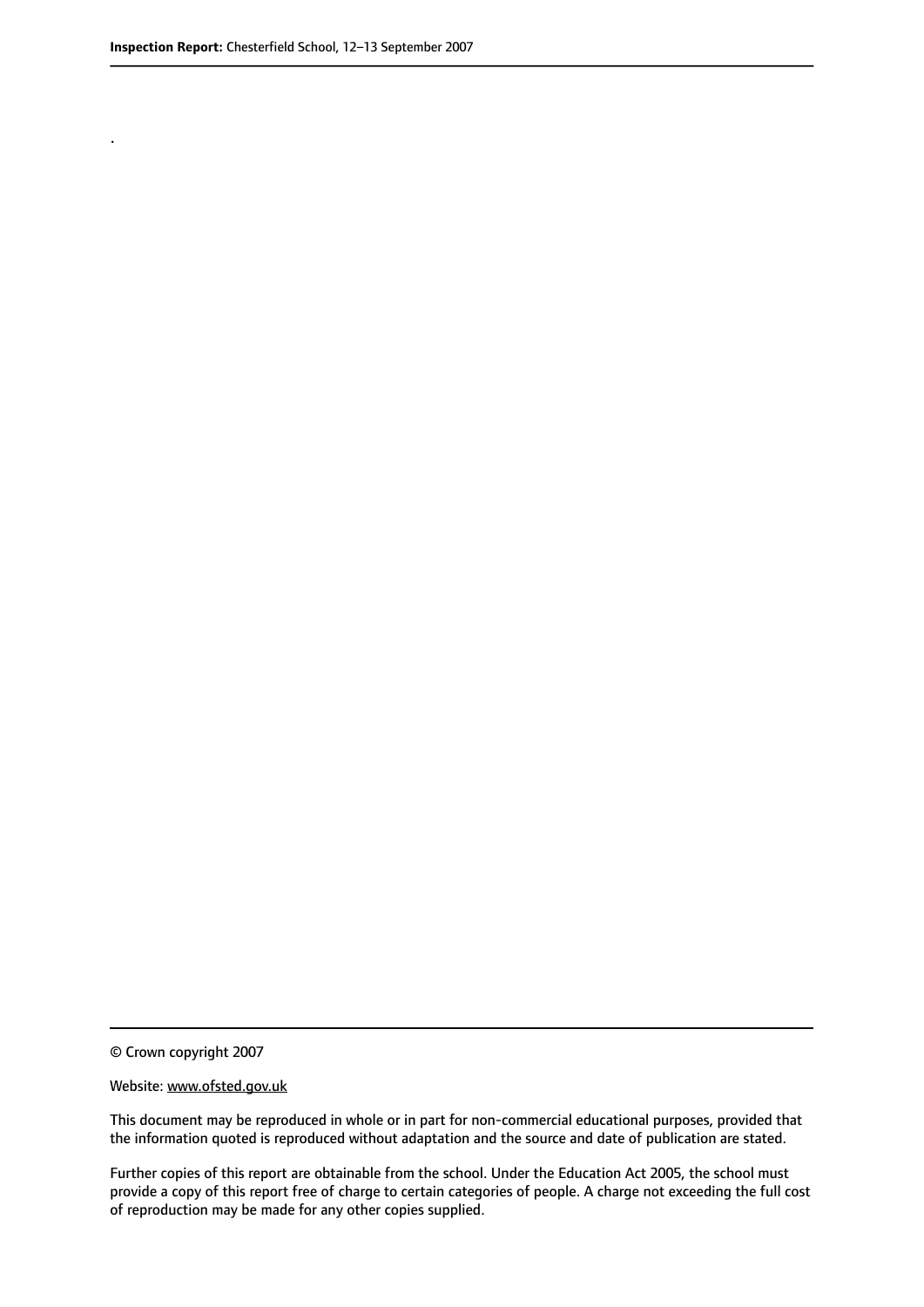.

© Crown copyright 2007

Website: www.ofsted.gov.uk

This document may be reproduced in whole or in part for non-commercial educational purposes, provided that the information quoted is reproduced without adaptation and the source and date of publication are stated.

Further copies of this report are obtainable from the school. Under the Education Act 2005, the school must provide a copy of this report free of charge to certain categories of people. A charge not exceeding the full cost of reproduction may be made for any other copies supplied.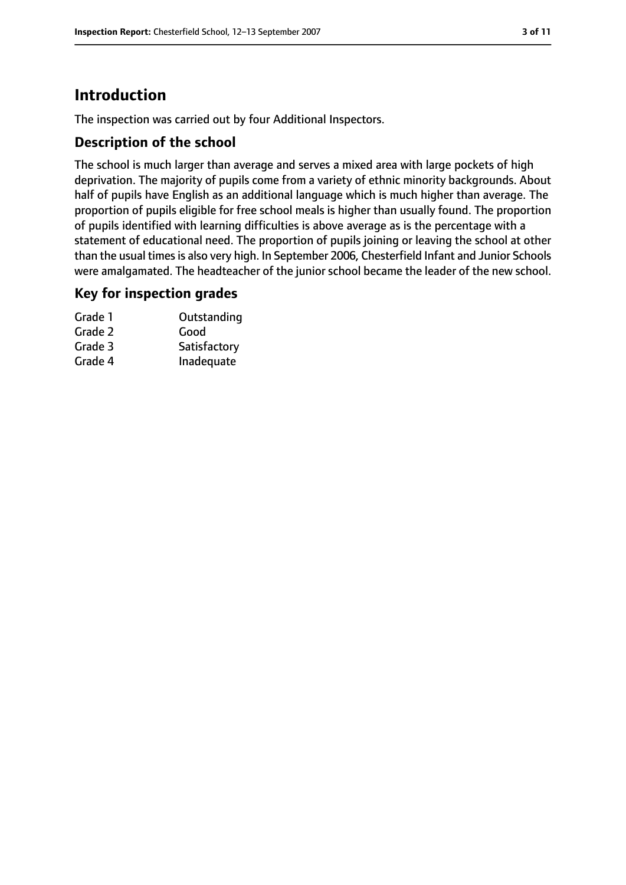## Introduction

The inspection was carried out by four Additional Inspectors.

### Description of the school

The school is much larger than average and serves a mixed area with large pockets of high deprivation. The majority of pupils come from a variety of ethnic minority backgrounds. About half of pupils have English as an additional language which is much higher than average. The proportion of pupils eligible for free school meals is higher than usually found. The proportion of pupils identified with learning difficulties is above average as is the percentage with a statement of educational need. The proportion of pupils joining or leaving the school at other than the usual times is also very high. In September 2006, Chesterfield Infant and Junior Schools were amalgamated. The headteacher of the junior school became the leader of the new school.

### Key for inspection grades

| | |
|---|---|
| Grade 1 | Outstanding |
| Grade 2 | Good |
| Grade 3 | Satisfactory |
| Grade 4 | Inadequate |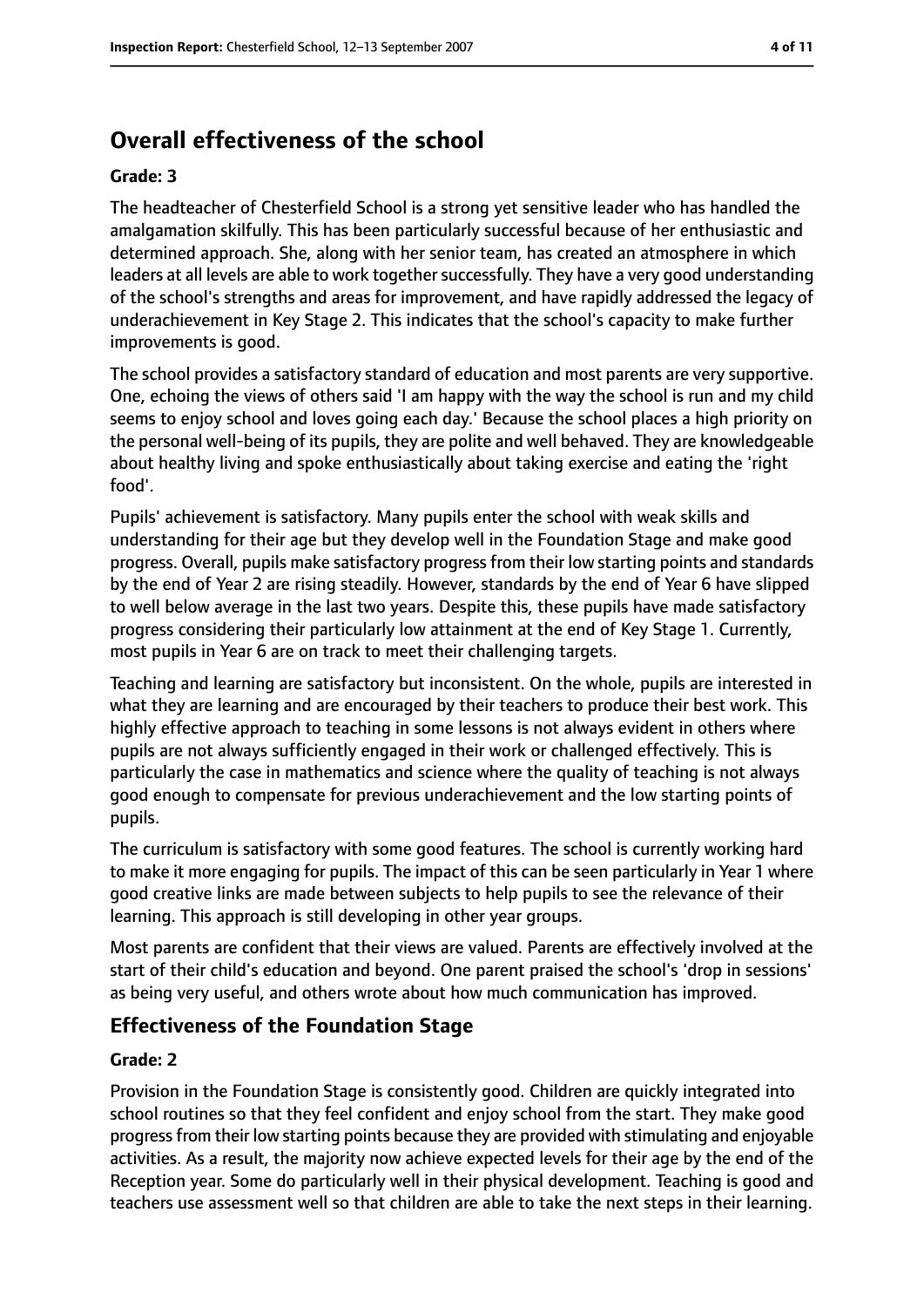## Overall effectiveness of the school

### Grade: 3

The headteacher of Chesterfield School is a strong yet sensitive leader who has handled the amalgamation skilfully. This has been particularly successful because of her enthusiastic and determined approach. She, along with her senior team, has created an atmosphere in which leaders at all levels are able to work together successfully. They have a very good understanding of the school's strengths and areas for improvement, and have rapidly addressed the legacy of underachievement in Key Stage 2. This indicates that the school's capacity to make further improvements is good.

The school provides a satisfactory standard of education and most parents are very supportive. One, echoing the views of others said 'I am happy with the way the school is run and my child seems to enjoy school and loves going each day.' Because the school places a high priority on the personal well-being of its pupils, they are polite and well behaved. They are knowledgeable about healthy living and spoke enthusiastically about taking exercise and eating the 'right food'.

Pupils' achievement is satisfactory. Many pupils enter the school with weak skills and understanding for their age but they develop well in the Foundation Stage and make good progress. Overall, pupils make satisfactory progress from their low starting points and standards by the end of Year 2 are rising steadily. However, standards by the end of Year 6 have slipped to well below average in the last two years. Despite this, these pupils have made satisfactory progress considering their particularly low attainment at the end of Key Stage 1. Currently, most pupils in Year 6 are on track to meet their challenging targets.

Teaching and learning are satisfactory but inconsistent. On the whole, pupils are interested in what they are learning and are encouraged by their teachers to produce their best work. This highly effective approach to teaching in some lessons is not always evident in others where pupils are not always sufficiently engaged in their work or challenged effectively. This is particularly the case in mathematics and science where the quality of teaching is not always good enough to compensate for previous underachievement and the low starting points of pupils.

The curriculum is satisfactory with some good features. The school is currently working hard to make it more engaging for pupils. The impact of this can be seen particularly in Year 1 where good creative links are made between subjects to help pupils to see the relevance of their learning. This approach is still developing in other year groups.

Most parents are confident that their views are valued. Parents are effectively involved at the start of their child's education and beyond. One parent praised the school's 'drop in sessions' as being very useful, and others wrote about how much communication has improved.

## Effectiveness of the Foundation Stage

### Grade: 2

Provision in the Foundation Stage is consistently good. Children are quickly integrated into school routines so that they feel confident and enjoy school from the start. They make good progress from their low starting points because they are provided with stimulating and enjoyable activities. As a result, the majority now achieve expected levels for their age by the end of the Reception year. Some do particularly well in their physical development. Teaching is good and teachers use assessment well so that children are able to take the next steps in their learning.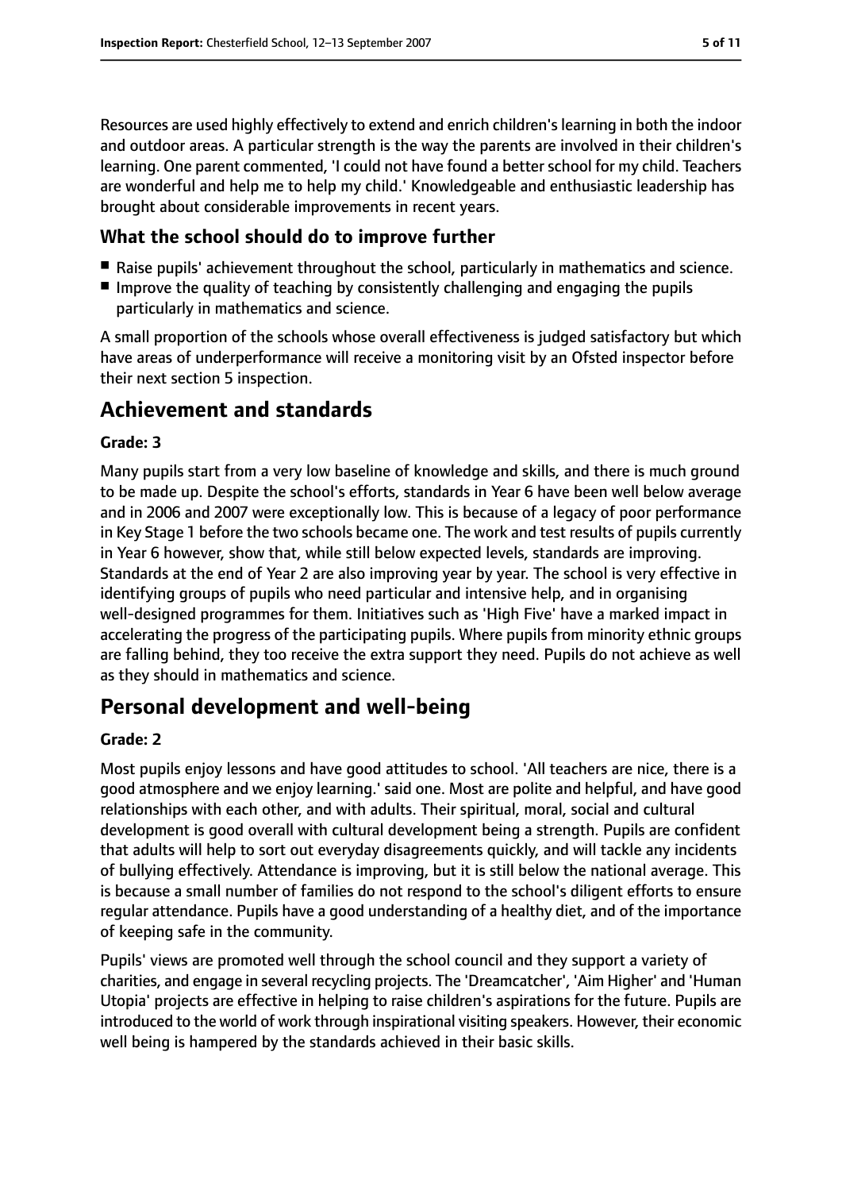Resources are used highly effectively to extend and enrich children's learning in both the indoor and outdoor areas. A particular strength is the way the parents are involved in their children's learning. One parent commented, 'I could not have found a better school for my child. Teachers are wonderful and help me to help my child.' Knowledgeable and enthusiastic leadership has brought about considerable improvements in recent years.

### What the school should do to improve further

- Raise pupils' achievement throughout the school, particularly in mathematics and science.
- Improve the quality of teaching by consistently challenging and engaging the pupils particularly in mathematics and science.

A small proportion of the schools whose overall effectiveness is judged satisfactory but which have areas of underperformance will receive a monitoring visit by an Ofsted inspector before their next section 5 inspection.

## Achievement and standards

#### Grade: 3

Many pupils start from a very low baseline of knowledge and skills, and there is much ground to be made up. Despite the school's efforts, standards in Year 6 have been well below average and in 2006 and 2007 were exceptionally low. This is because of a legacy of poor performance in Key Stage 1 before the two schools became one. The work and test results of pupils currently in Year 6 however, show that, while still below expected levels, standards are improving. Standards at the end of Year 2 are also improving year by year. The school is very effective in identifying groups of pupils who need particular and intensive help, and in organising well-designed programmes for them. Initiatives such as 'High Five' have a marked impact in accelerating the progress of the participating pupils. Where pupils from minority ethnic groups are falling behind, they too receive the extra support they need. Pupils do not achieve as well as they should in mathematics and science.

## Personal development and well-being

#### Grade: 2

Most pupils enjoy lessons and have good attitudes to school. 'All teachers are nice, there is a good atmosphere and we enjoy learning.' said one. Most are polite and helpful, and have good relationships with each other, and with adults. Their spiritual, moral, social and cultural development is good overall with cultural development being a strength. Pupils are confident that adults will help to sort out everyday disagreements quickly, and will tackle any incidents of bullying effectively. Attendance is improving, but it is still below the national average. This is because a small number of families do not respond to the school's diligent efforts to ensure regular attendance. Pupils have a good understanding of a healthy diet, and of the importance of keeping safe in the community.

Pupils' views are promoted well through the school council and they support a variety of charities, and engage in several recycling projects. The 'Dreamcatcher', 'Aim Higher' and 'Human Utopia' projects are effective in helping to raise children's aspirations for the future. Pupils are introduced to the world of work through inspirational visiting speakers. However, their economic well being is hampered by the standards achieved in their basic skills.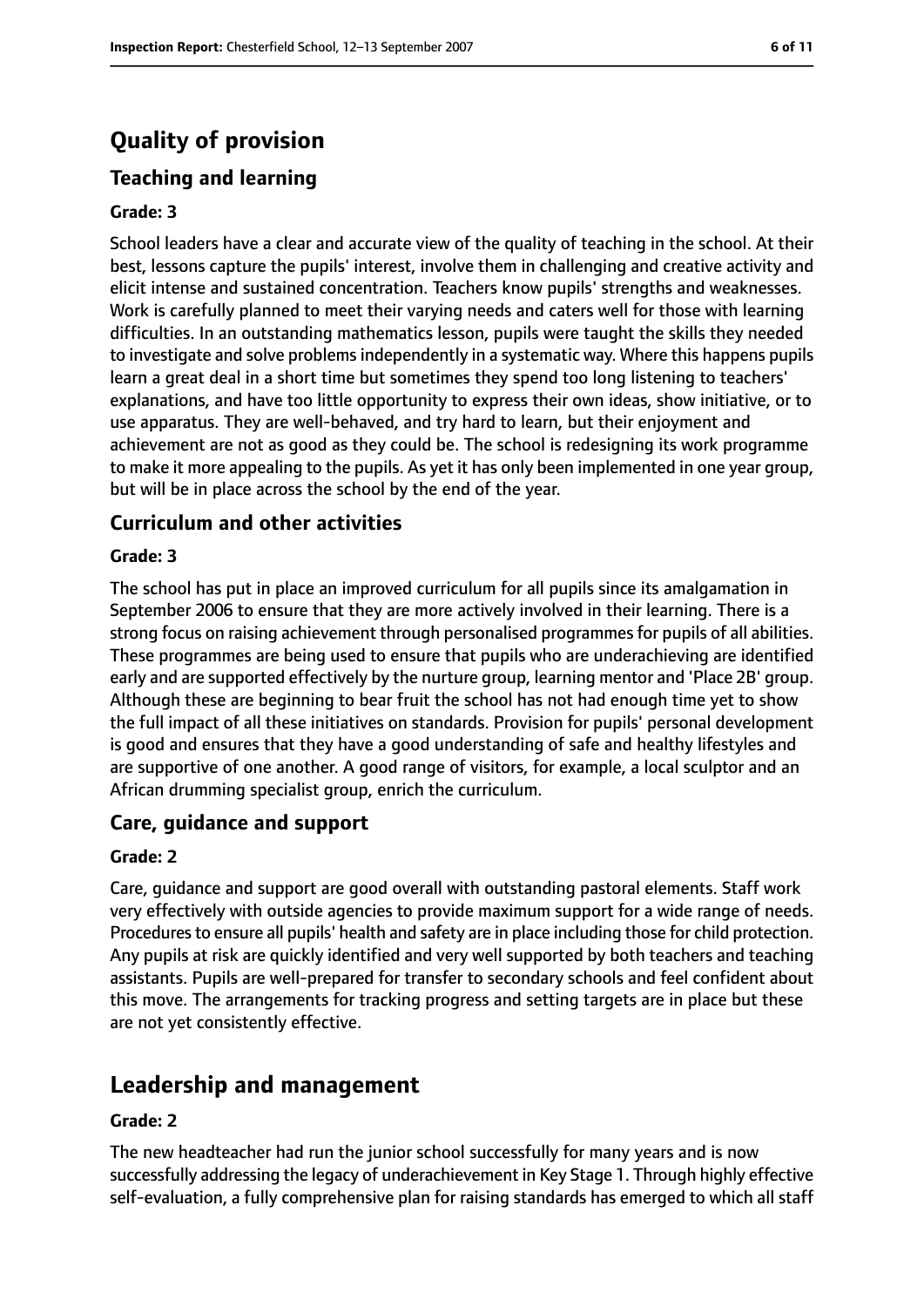# Quality of provision

## Teaching and learning

**Grade: 3**

School leaders have a clear and accurate view of the quality of teaching in the school. At their best, lessons capture the pupils' interest, involve them in challenging and creative activity and elicit intense and sustained concentration. Teachers know pupils' strengths and weaknesses. Work is carefully planned to meet their varying needs and caters well for those with learning difficulties. In an outstanding mathematics lesson, pupils were taught the skills they needed to investigate and solve problems independently in a systematic way. Where this happens pupils learn a great deal in a short time but sometimes they spend too long listening to teachers' explanations, and have too little opportunity to express their own ideas, show initiative, or to use apparatus. They are well-behaved, and try hard to learn, but their enjoyment and achievement are not as good as they could be. The school is redesigning its work programme to make it more appealing to the pupils. As yet it has only been implemented in one year group, but will be in place across the school by the end of the year.

## Curriculum and other activities

**Grade: 3**

The school has put in place an improved curriculum for all pupils since its amalgamation in September 2006 to ensure that they are more actively involved in their learning. There is a strong focus on raising achievement through personalised programmes for pupils of all abilities. These programmes are being used to ensure that pupils who are underachieving are identified early and are supported effectively by the nurture group, learning mentor and 'Place 2B' group. Although these are beginning to bear fruit the school has not had enough time yet to show the full impact of all these initiatives on standards. Provision for pupils' personal development is good and ensures that they have a good understanding of safe and healthy lifestyles and are supportive of one another. A good range of visitors, for example, a local sculptor and an African drumming specialist group, enrich the curriculum.

## Care, guidance and support

**Grade: 2**

Care, guidance and support are good overall with outstanding pastoral elements. Staff work very effectively with outside agencies to provide maximum support for a wide range of needs. Procedures to ensure all pupils' health and safety are in place including those for child protection. Any pupils at risk are quickly identified and very well supported by both teachers and teaching assistants. Pupils are well-prepared for transfer to secondary schools and feel confident about this move. The arrangements for tracking progress and setting targets are in place but these are not yet consistently effective.

# Leadership and management

**Grade: 2**

The new headteacher had run the junior school successfully for many years and is now successfully addressing the legacy of underachievement in Key Stage 1. Through highly effective self-evaluation, a fully comprehensive plan for raising standards has emerged to which all staff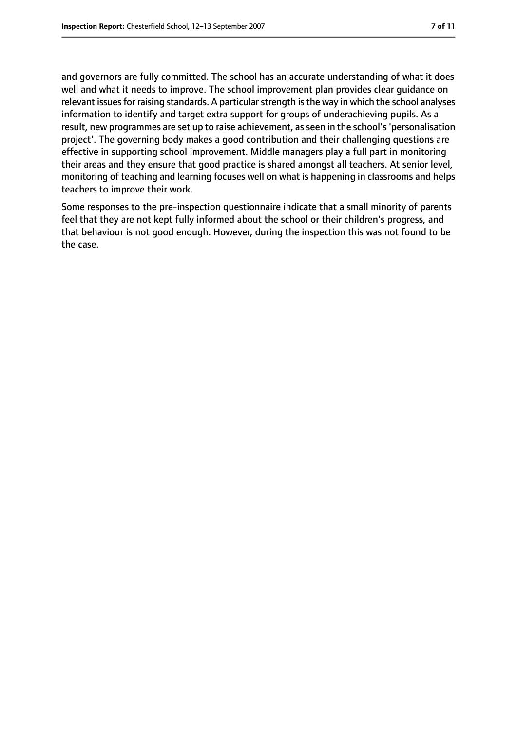and governors are fully committed. The school has an accurate understanding of what it does well and what it needs to improve. The school improvement plan provides clear guidance on relevant issues for raising standards. A particular strength is the way in which the school analyses information to identify and target extra support for groups of underachieving pupils. As a result, new programmes are set up to raise achievement, as seen in the school's 'personalisation project'. The governing body makes a good contribution and their challenging questions are effective in supporting school improvement. Middle managers play a full part in monitoring their areas and they ensure that good practice is shared amongst all teachers. At senior level, monitoring of teaching and learning focuses well on what is happening in classrooms and helps teachers to improve their work.

Some responses to the pre-inspection questionnaire indicate that a small minority of parents feel that they are not kept fully informed about the school or their children's progress, and that behaviour is not good enough. However, during the inspection this was not found to be the case.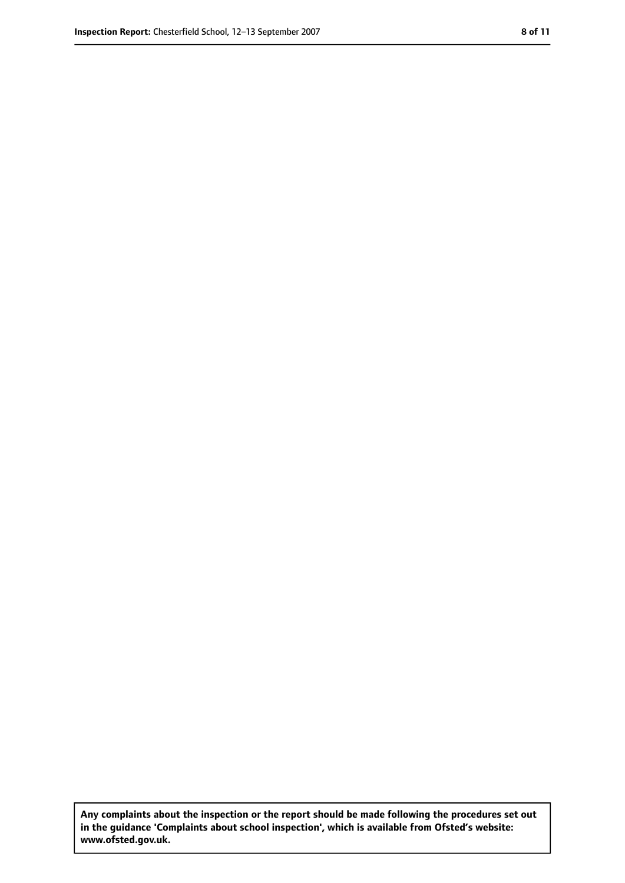**Any complaints about the inspection or the report should be made following the procedures set out in the guidance 'Complaints about school inspection', which is available from Ofsted's website: www.ofsted.gov.uk.**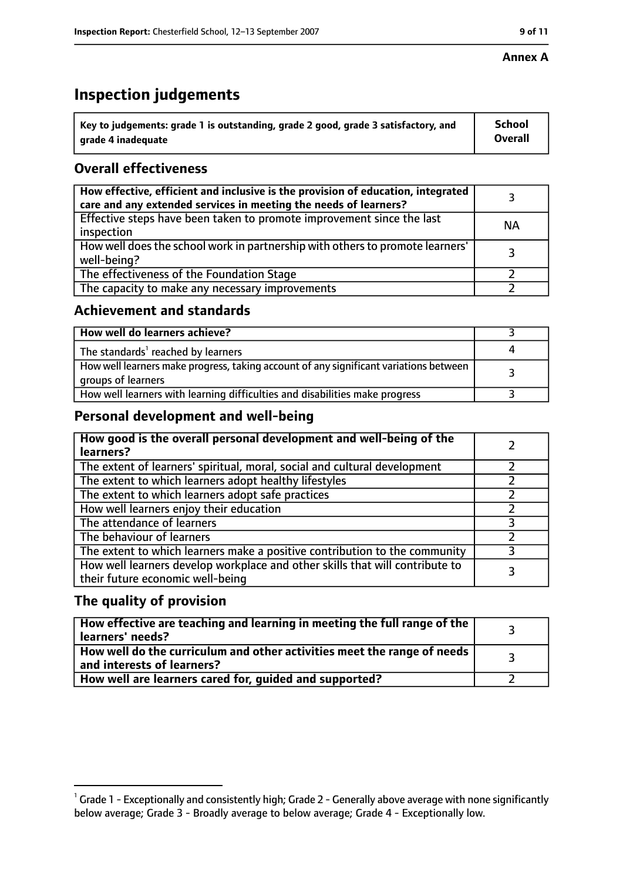**Annex A**

# Inspection judgements

| Key to judgements: grade 1 is outstanding, grade 2 good, grade 3 satisfactory, and grade 4 inadequate | School Overall |
|---|---|

## Overall effectiveness

| | |
|---|---|
| How effective, efficient and inclusive is the provision of education, integrated care and any extended services in meeting the needs of learners? | 3 |
| Effective steps have been taken to promote improvement since the last inspection | NA |
| How well does the school work in partnership with others to promote learners' well-being? | 3 |
| The effectiveness of the Foundation Stage | 2 |
| The capacity to make any necessary improvements | 2 |

## Achievement and standards

| | |
|---|---|
| How well do learners achieve? | 3 |
| The standards[1] reached by learners | 4 |
| How well learners make progress, taking account of any significant variations between groups of learners | 3 |
| How well learners with learning difficulties and disabilities make progress | 3 |

## Personal development and well-being

| | |
|---|---|
| How good is the overall personal development and well-being of the learners? | 2 |
| The extent of learners' spiritual, moral, social and cultural development | 2 |
| The extent to which learners adopt healthy lifestyles | 2 |
| The extent to which learners adopt safe practices | 2 |
| How well learners enjoy their education | 2 |
| The attendance of learners | 3 |
| The behaviour of learners | 2 |
| The extent to which learners make a positive contribution to the community | 3 |
| How well learners develop workplace and other skills that will contribute to their future economic well-being | 3 |

## The quality of provision

| | |
|---|---|
| How effective are teaching and learning in meeting the full range of the learners' needs? | 3 |
| How well do the curriculum and other activities meet the range of needs and interests of learners? | 3 |
| How well are learners cared for, guided and supported? | 2 |

[1] Grade 1 - Exceptionally and consistently high; Grade 2 - Generally above average with none significantly below average; Grade 3 - Broadly average to below average; Grade 4 - Exceptionally low.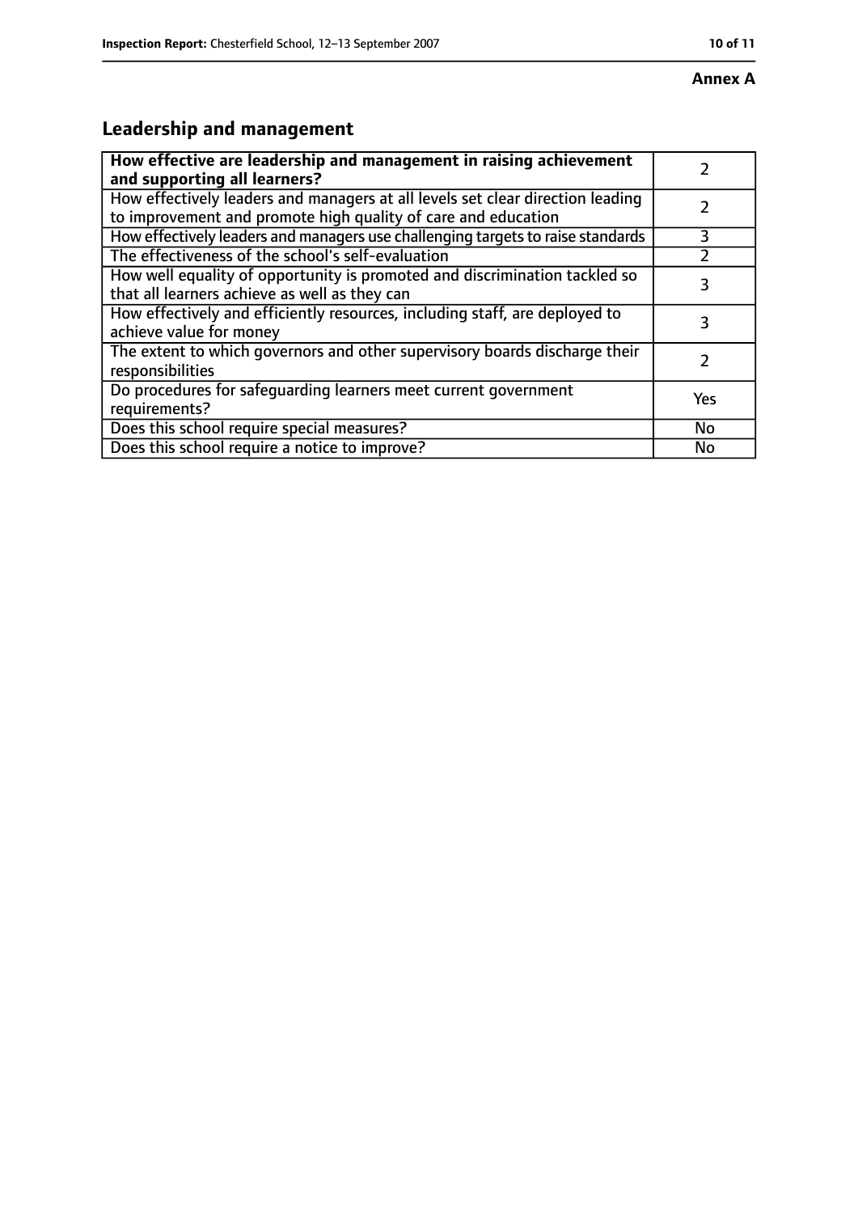**Annex A**

## Leadership and management

| | |
|---|---|
| **How effective are leadership and management in raising achievement and supporting all learners?** | 2 |
| How effectively leaders and managers at all levels set clear direction leading to improvement and promote high quality of care and education | 2 |
| How effectively leaders and managers use challenging targets to raise standards | 3 |
| The effectiveness of the school's self-evaluation | 2 |
| How well equality of opportunity is promoted and discrimination tackled so that all learners achieve as well as they can | 3 |
| How effectively and efficiently resources, including staff, are deployed to achieve value for money | 3 |
| The extent to which governors and other supervisory boards discharge their responsibilities | 2 |
| Do procedures for safeguarding learners meet current government requirements? | Yes |
| Does this school require special measures? | No |
| Does this school require a notice to improve? | No |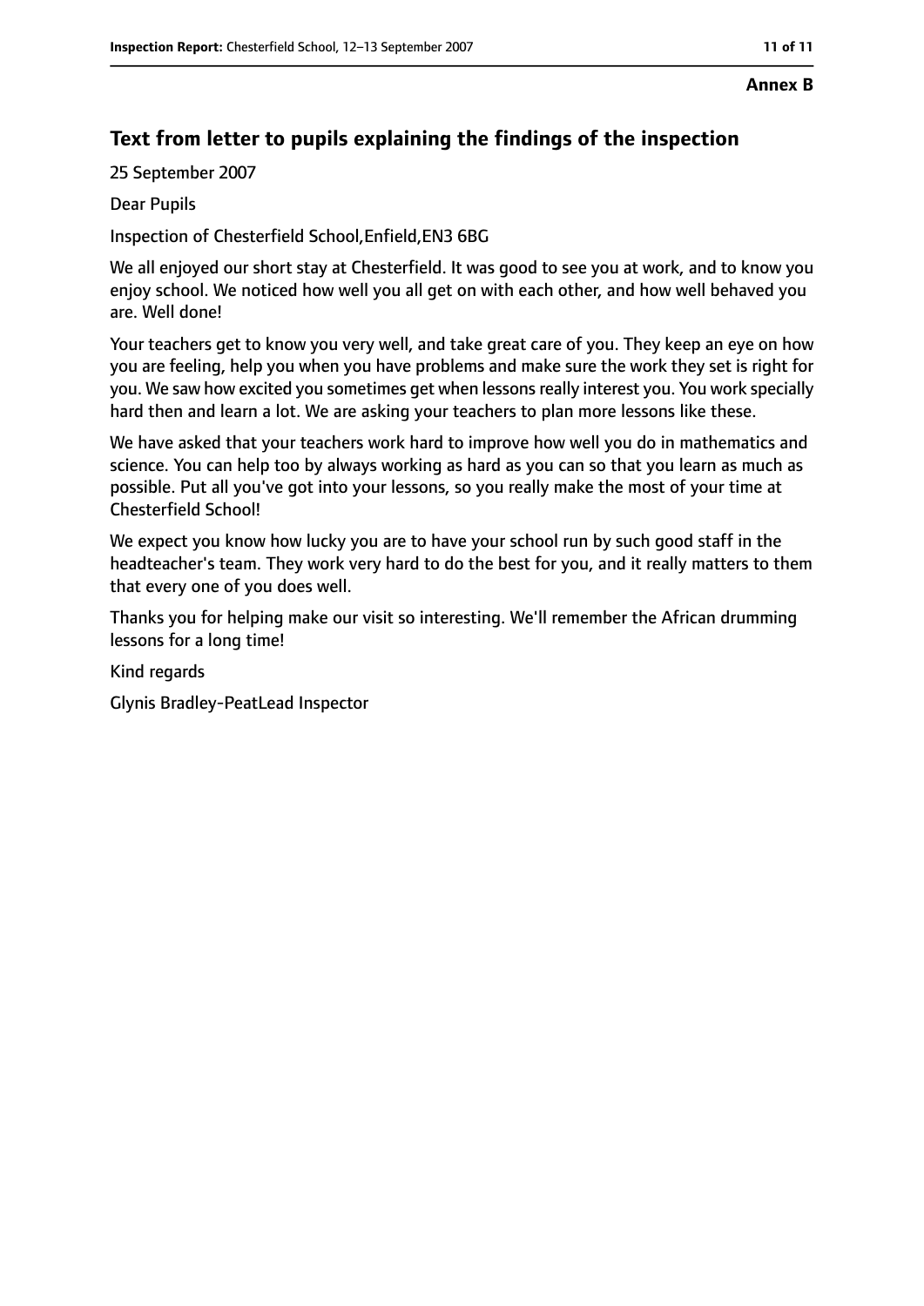**Annex B**

## Text from letter to pupils explaining the findings of the inspection

25 September 2007

Dear Pupils

Inspection of Chesterfield School,Enfield,EN3 6BG

We all enjoyed our short stay at Chesterfield. It was good to see you at work, and to know you enjoy school. We noticed how well you all get on with each other, and how well behaved you are. Well done!

Your teachers get to know you very well, and take great care of you. They keep an eye on how you are feeling, help you when you have problems and make sure the work they set is right for you. We saw how excited you sometimes get when lessons really interest you. You work specially hard then and learn a lot. We are asking your teachers to plan more lessons like these.

We have asked that your teachers work hard to improve how well you do in mathematics and science. You can help too by always working as hard as you can so that you learn as much as possible. Put all you've got into your lessons, so you really make the most of your time at Chesterfield School!

We expect you know how lucky you are to have your school run by such good staff in the headteacher's team. They work very hard to do the best for you, and it really matters to them that every one of you does well.

Thanks you for helping make our visit so interesting. We'll remember the African drumming lessons for a long time!

Kind regards

Glynis Bradley-PeatLead Inspector